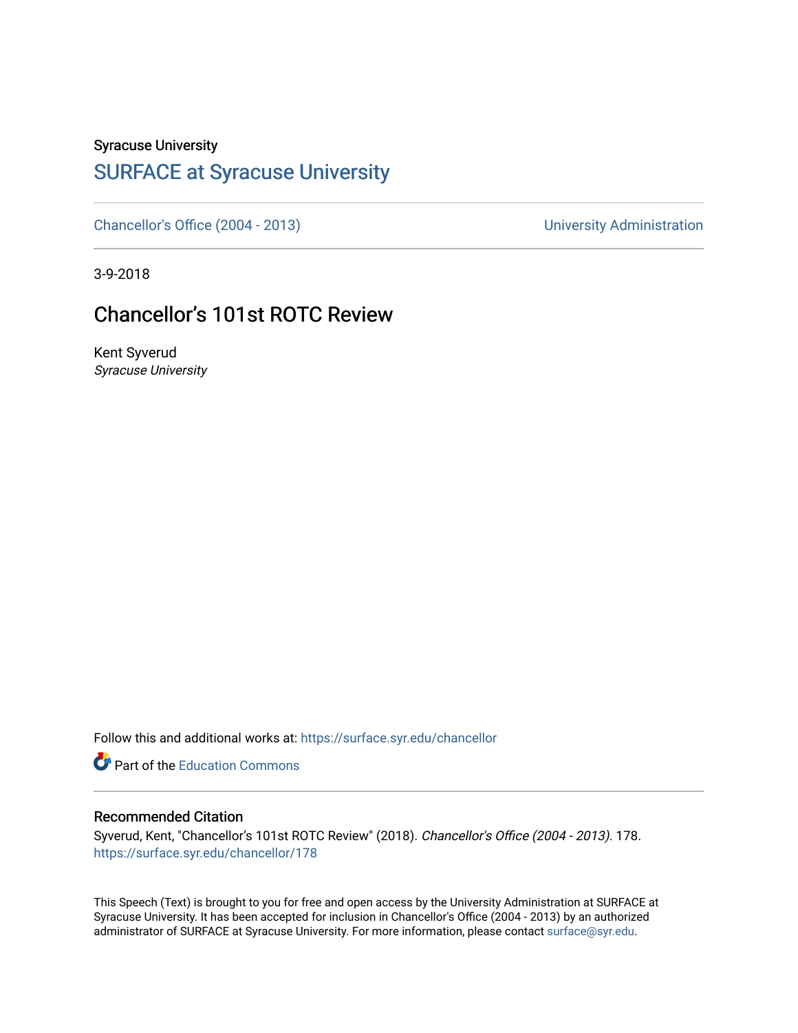Syracuse University

# SURFACE at Syracuse University

Chancellor's Office (2004 - 2013) | University Administration

3-9-2018

## Chancellor’s 101st ROTC Review

Kent Syverud
*Syracuse University*

Follow this and additional works at: https://surface.syr.edu/chancellor

Part of the Education Commons

### Recommended Citation

Syverud, Kent, "Chancellor’s 101st ROTC Review" (2018). *Chancellor's Office (2004 - 2013)*. 178.
https://surface.syr.edu/chancellor/178

This Speech (Text) is brought to you for free and open access by the University Administration at SURFACE at Syracuse University. It has been accepted for inclusion in Chancellor's Office (2004 - 2013) by an authorized administrator of SURFACE at Syracuse University. For more information, please contact surface@syr.edu.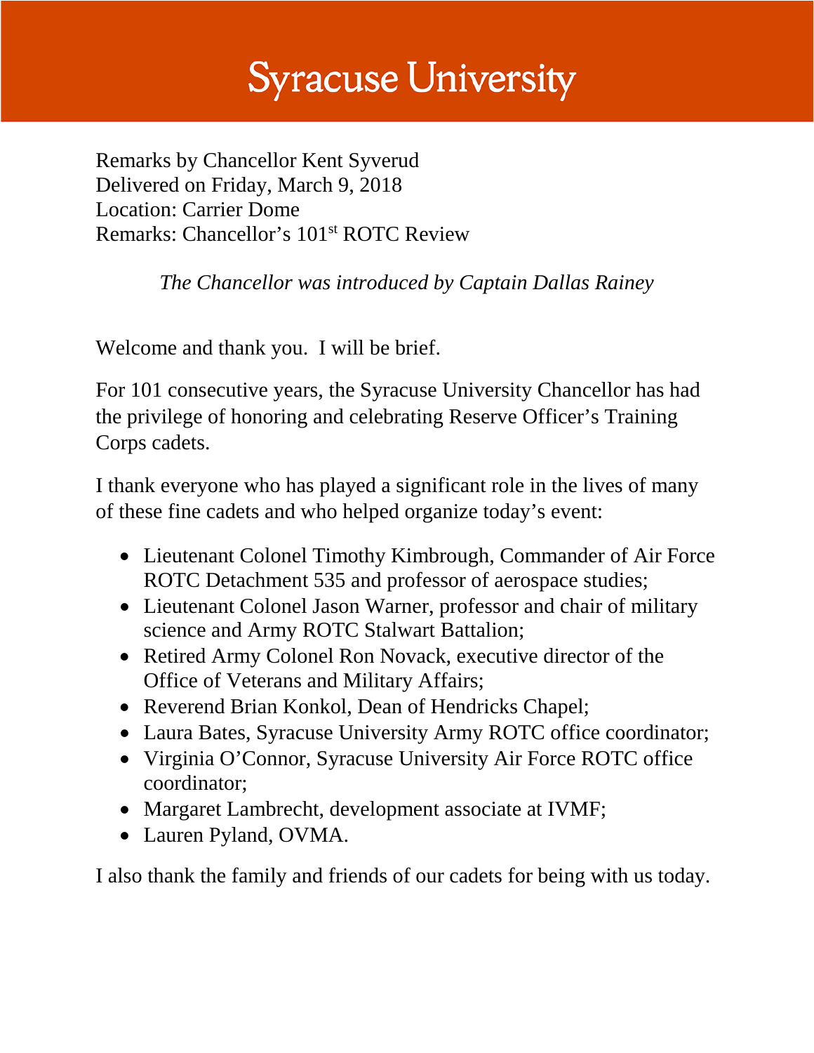# Syracuse University

Remarks by Chancellor Kent Syverud
Delivered on Friday, March 9, 2018
Location: Carrier Dome
Remarks: Chancellor's 101st ROTC Review

*The Chancellor was introduced by Captain Dallas Rainey*

Welcome and thank you. I will be brief.

For 101 consecutive years, the Syracuse University Chancellor has had the privilege of honoring and celebrating Reserve Officer's Training Corps cadets.

I thank everyone who has played a significant role in the lives of many of these fine cadets and who helped organize today's event:

- Lieutenant Colonel Timothy Kimbrough, Commander of Air Force ROTC Detachment 535 and professor of aerospace studies;
- Lieutenant Colonel Jason Warner, professor and chair of military science and Army ROTC Stalwart Battalion;
- Retired Army Colonel Ron Novack, executive director of the Office of Veterans and Military Affairs;
- Reverend Brian Konkol, Dean of Hendricks Chapel;
- Laura Bates, Syracuse University Army ROTC office coordinator;
- Virginia O'Connor, Syracuse University Air Force ROTC office coordinator;
- Margaret Lambrecht, development associate at IVMF;
- Lauren Pyland, OVMA.

I also thank the family and friends of our cadets for being with us today.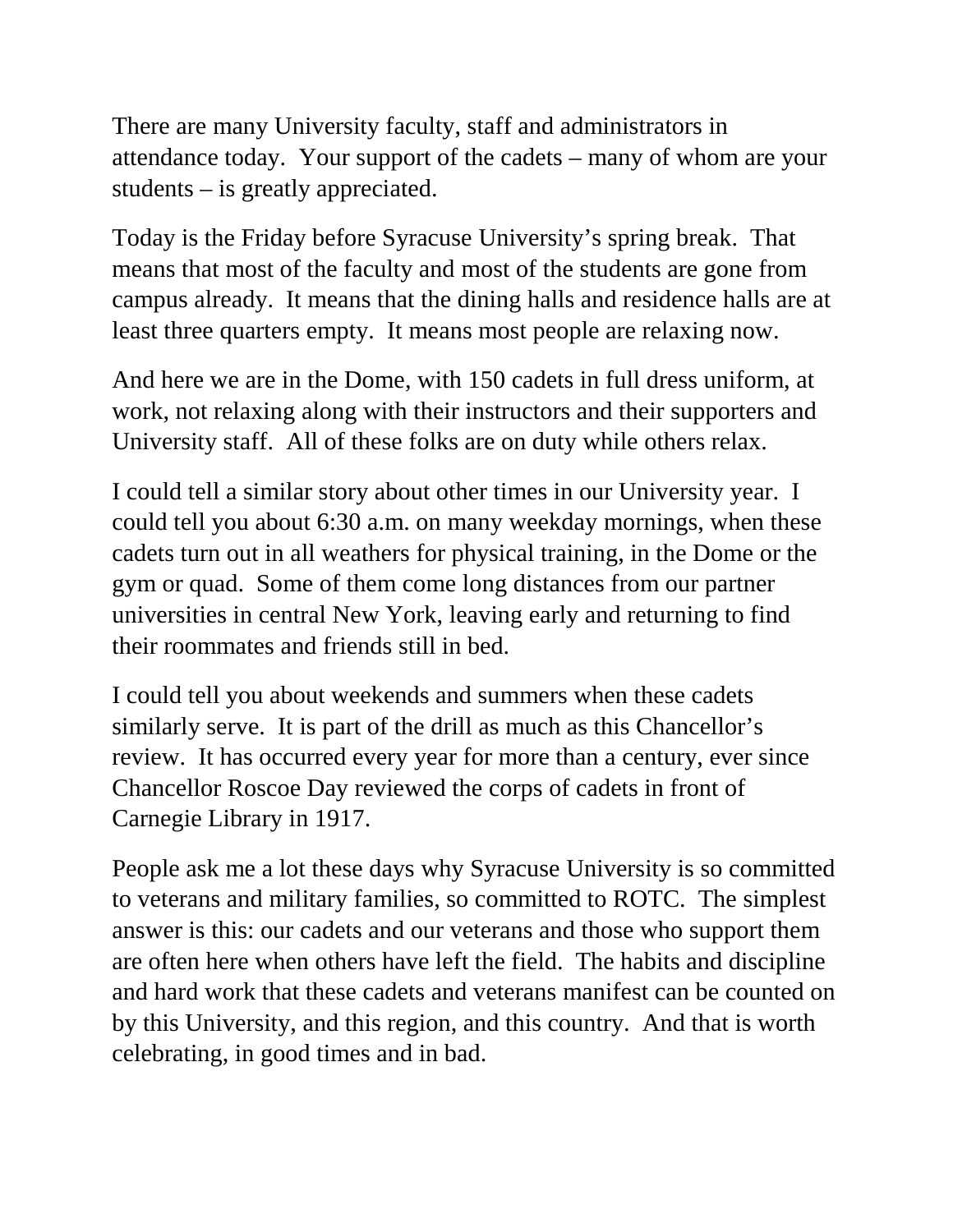There are many University faculty, staff and administrators in attendance today. Your support of the cadets – many of whom are your students – is greatly appreciated.

Today is the Friday before Syracuse University's spring break. That means that most of the faculty and most of the students are gone from campus already. It means that the dining halls and residence halls are at least three quarters empty. It means most people are relaxing now.

And here we are in the Dome, with 150 cadets in full dress uniform, at work, not relaxing along with their instructors and their supporters and University staff. All of these folks are on duty while others relax.

I could tell a similar story about other times in our University year. I could tell you about 6:30 a.m. on many weekday mornings, when these cadets turn out in all weathers for physical training, in the Dome or the gym or quad. Some of them come long distances from our partner universities in central New York, leaving early and returning to find their roommates and friends still in bed.

I could tell you about weekends and summers when these cadets similarly serve. It is part of the drill as much as this Chancellor's review. It has occurred every year for more than a century, ever since Chancellor Roscoe Day reviewed the corps of cadets in front of Carnegie Library in 1917.

People ask me a lot these days why Syracuse University is so committed to veterans and military families, so committed to ROTC. The simplest answer is this: our cadets and our veterans and those who support them are often here when others have left the field. The habits and discipline and hard work that these cadets and veterans manifest can be counted on by this University, and this region, and this country. And that is worth celebrating, in good times and in bad.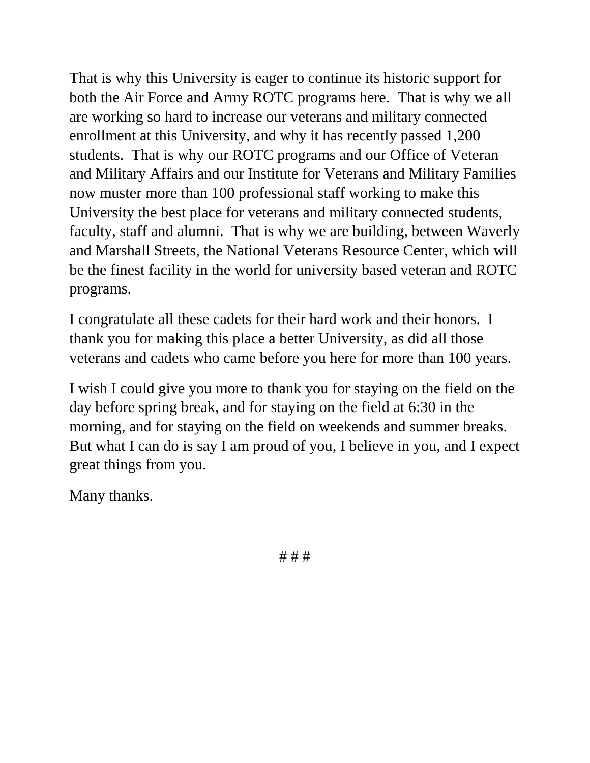That is why this University is eager to continue its historic support for both the Air Force and Army ROTC programs here. That is why we all are working so hard to increase our veterans and military connected enrollment at this University, and why it has recently passed 1,200 students. That is why our ROTC programs and our Office of Veteran and Military Affairs and our Institute for Veterans and Military Families now muster more than 100 professional staff working to make this University the best place for veterans and military connected students, faculty, staff and alumni. That is why we are building, between Waverly and Marshall Streets, the National Veterans Resource Center, which will be the finest facility in the world for university based veteran and ROTC programs.

I congratulate all these cadets for their hard work and their honors. I thank you for making this place a better University, as did all those veterans and cadets who came before you here for more than 100 years.

I wish I could give you more to thank you for staying on the field on the day before spring break, and for staying on the field at 6:30 in the morning, and for staying on the field on weekends and summer breaks. But what I can do is say I am proud of you, I believe in you, and I expect great things from you.

Many thanks.

# # #